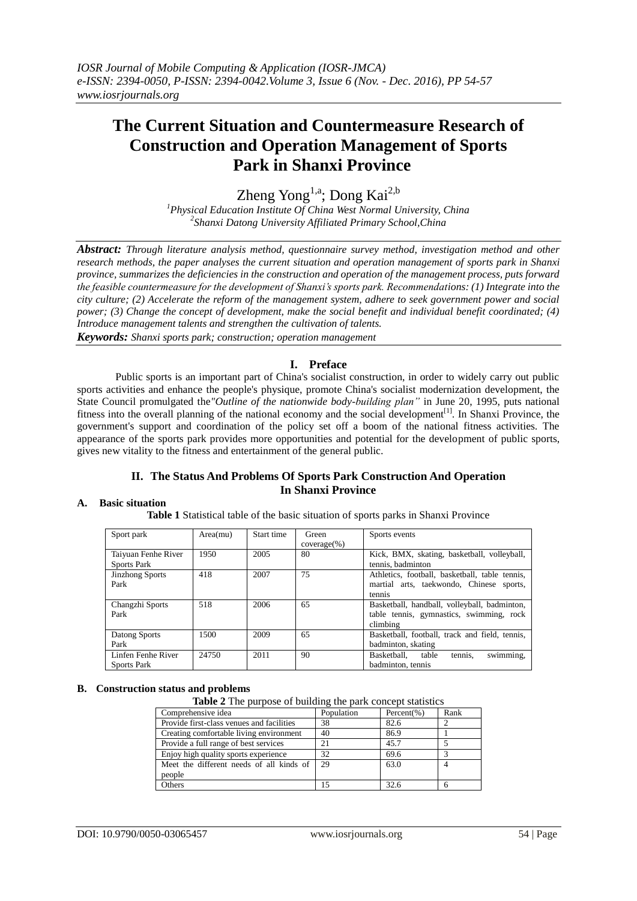# The Current Situation and Countermeasure Research of Construction and Operation Management of Sports Park in Shanxi Province

Zheng Yong[1,a]; Dong Kai[2,b]

[1]Physical Education Institute Of China West Normal University, China
[2]Shanxi Datong University Affiliated Primary School,China

***Abstract:*** *Through literature analysis method, questionnaire survey method, investigation method and other research methods, the paper analyses the current situation and operation management of sports park in Shanxi province, summarizes the deficiencies in the construction and operation of the management process, puts forward the feasible countermeasure for the development of Shanxi's sports park. Recommendations: (1) Integrate into the city culture; (2) Accelerate the reform of the management system, adhere to seek government power and social power; (3) Change the concept of development, make the social benefit and individual benefit coordinated; (4) Introduce management talents and strengthen the cultivation of talents.*

***Keywords:*** *Shanxi sports park; construction; operation management*

## I. Preface

Public sports is an important part of China's socialist construction, in order to widely carry out public sports activities and enhance the people's physique, promote China's socialist modernization development, the State Council promulgated the *"Outline of the nationwide body-building plan"* in June 20, 1995, puts national fitness into the overall planning of the national economy and the social development[1]. In Shanxi Province, the government's support and coordination of the policy set off a boom of the national fitness activities. The appearance of the sports park provides more opportunities and potential for the development of public sports, gives new vitality to the fitness and entertainment of the general public.

## II. The Status And Problems Of Sports Park Construction And Operation In Shanxi Province

### A. Basic situation

**Table 1** Statistical table of the basic situation of sports parks in Shanxi Province

| Sport park | Area(mu) | Start time | Green coverage(%) | Sports events |
|---|---|---|---|---|
| Taiyuan Fenhe River Sports Park | 1950 | 2005 | 80 | Kick, BMX, skating, basketball, volleyball, tennis, badminton |
| Jinzhong Sports Park | 418 | 2007 | 75 | Athletics, football, basketball, table tennis, martial arts, taekwondo, Chinese sports, tennis |
| Changzhi Sports Park | 518 | 2006 | 65 | Basketball, handball, volleyball, badminton, table tennis, gymnastics, swimming, rock climbing |
| Datong Sports Park | 1500 | 2009 | 65 | Basketball, football, track and field, tennis, badminton, skating |
| Linfen Fenhe River Sports Park | 24750 | 2011 | 90 | Basketball, table tennis, swimming, badminton, tennis |

### B. Construction status and problems

**Table 2** The purpose of building the park concept statistics

| Comprehensive idea | Population | Percent(%) | Rank |
|---|---|---|---|
| Provide first-class venues and facilities | 38 | 82.6 | 2 |
| Creating comfortable living environment | 40 | 86.9 | 1 |
| Provide a full range of best services | 21 | 45.7 | 5 |
| Enjoy high quality sports experience | 32 | 69.6 | 3 |
| Meet the different needs of all kinds of people | 29 | 63.0 | 4 |
| Others | 15 | 32.6 | 6 |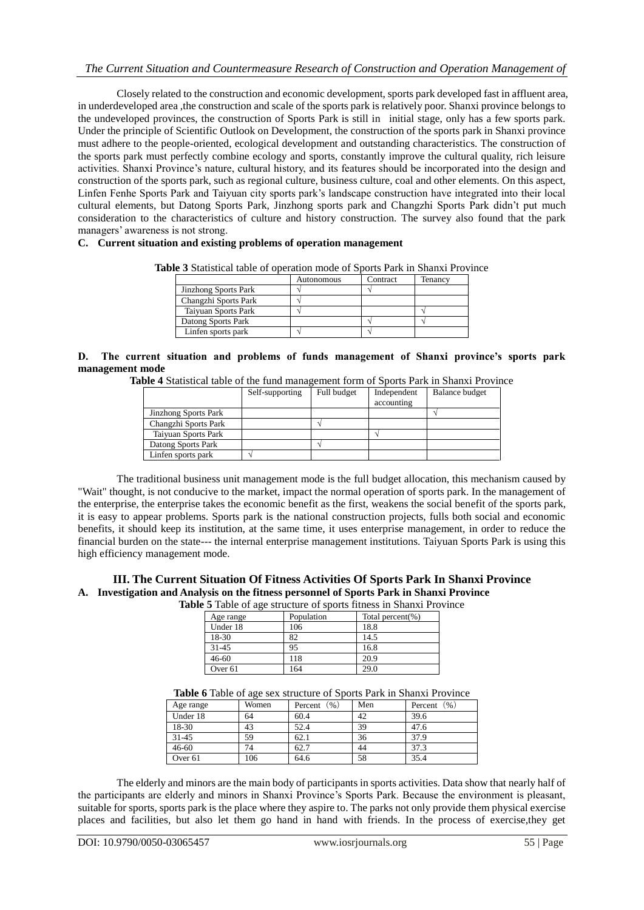Closely related to the construction and economic development, sports park developed fast in affluent area, in underdeveloped area ,the construction and scale of the sports park is relatively poor. Shanxi province belongs to the undeveloped provinces, the construction of Sports Park is still in initial stage, only has a few sports park. Under the principle of Scientific Outlook on Development, the construction of the sports park in Shanxi province must adhere to the people-oriented, ecological development and outstanding characteristics. The construction of the sports park must perfectly combine ecology and sports, constantly improve the cultural quality, rich leisure activities. Shanxi Province's nature, cultural history, and its features should be incorporated into the design and construction of the sports park, such as regional culture, business culture, coal and other elements. On this aspect, Linfen Fenhe Sports Park and Taiyuan city sports park's landscape construction have integrated into their local cultural elements, but Datong Sports Park, Jinzhong sports park and Changzhi Sports Park didn't put much consideration to the characteristics of culture and history construction. The survey also found that the park managers' awareness is not strong.

### C. Current situation and existing problems of operation management

**Table 3** Statistical table of operation mode of Sports Park in Shanxi Province

| | Autonomous | Contract | Tenancy |
|---|---|---|---|
| Jinzhong Sports Park | √ | √ | |
| Changzhi Sports Park | √ | | |
| Taiyuan Sports Park | √ | | √ |
| Datong Sports Park | | √ | √ |
| Linfen sports park | √ | √ | |

### D. The current situation and problems of funds management of Shanxi province's sports park management mode

**Table 4** Statistical table of the fund management form of Sports Park in Shanxi Province

| | Self-supporting | Full budget | Independent accounting | Balance budget |
|---|---|---|---|---|
| Jinzhong Sports Park | | | | √ |
| Changzhi Sports Park | | √ | | |
| Taiyuan Sports Park | | | √ | |
| Datong Sports Park | | √ | | |
| Linfen sports park | √ | | | |

The traditional business unit management mode is the full budget allocation, this mechanism caused by "Wait" thought, is not conducive to the market, impact the normal operation of sports park. In the management of the enterprise, the enterprise takes the economic benefit as the first, weakens the social benefit of the sports park, it is easy to appear problems. Sports park is the national construction projects, fulls both social and economic benefits, it should keep its institution, at the same time, it uses enterprise management, in order to reduce the financial burden on the state--- the internal enterprise management institutions. Taiyuan Sports Park is using this high efficiency management mode.

## III. The Current Situation Of Fitness Activities Of Sports Park In Shanxi Province

### A. Investigation and Analysis on the fitness personnel of Sports Park in Shanxi Province

**Table 5** Table of age structure of sports fitness in Shanxi Province

| Age range | Population | Total percent(%) |
|---|---|---|
| Under 18 | 106 | 18.8 |
| 18-30 | 82 | 14.5 |
| 31-45 | 95 | 16.8 |
| 46-60 | 118 | 20.9 |
| Over 61 | 164 | 29.0 |

**Table 6** Table of age sex structure of Sports Park in Shanxi Province

| Age range | Women | Percent（%） | Men | Percent（%） |
|---|---|---|---|---|
| Under 18 | 64 | 60.4 | 42 | 39.6 |
| 18-30 | 43 | 52.4 | 39 | 47.6 |
| 31-45 | 59 | 62.1 | 36 | 37.9 |
| 46-60 | 74 | 62.7 | 44 | 37.3 |
| Over 61 | 106 | 64.6 | 58 | 35.4 |

The elderly and minors are the main body of participants in sports activities. Data show that nearly half of the participants are elderly and minors in Shanxi Province's Sports Park. Because the environment is pleasant, suitable for sports, sports park is the place where they aspire to. The parks not only provide them physical exercise places and facilities, but also let them go hand in hand with friends. In the process of exercise,they get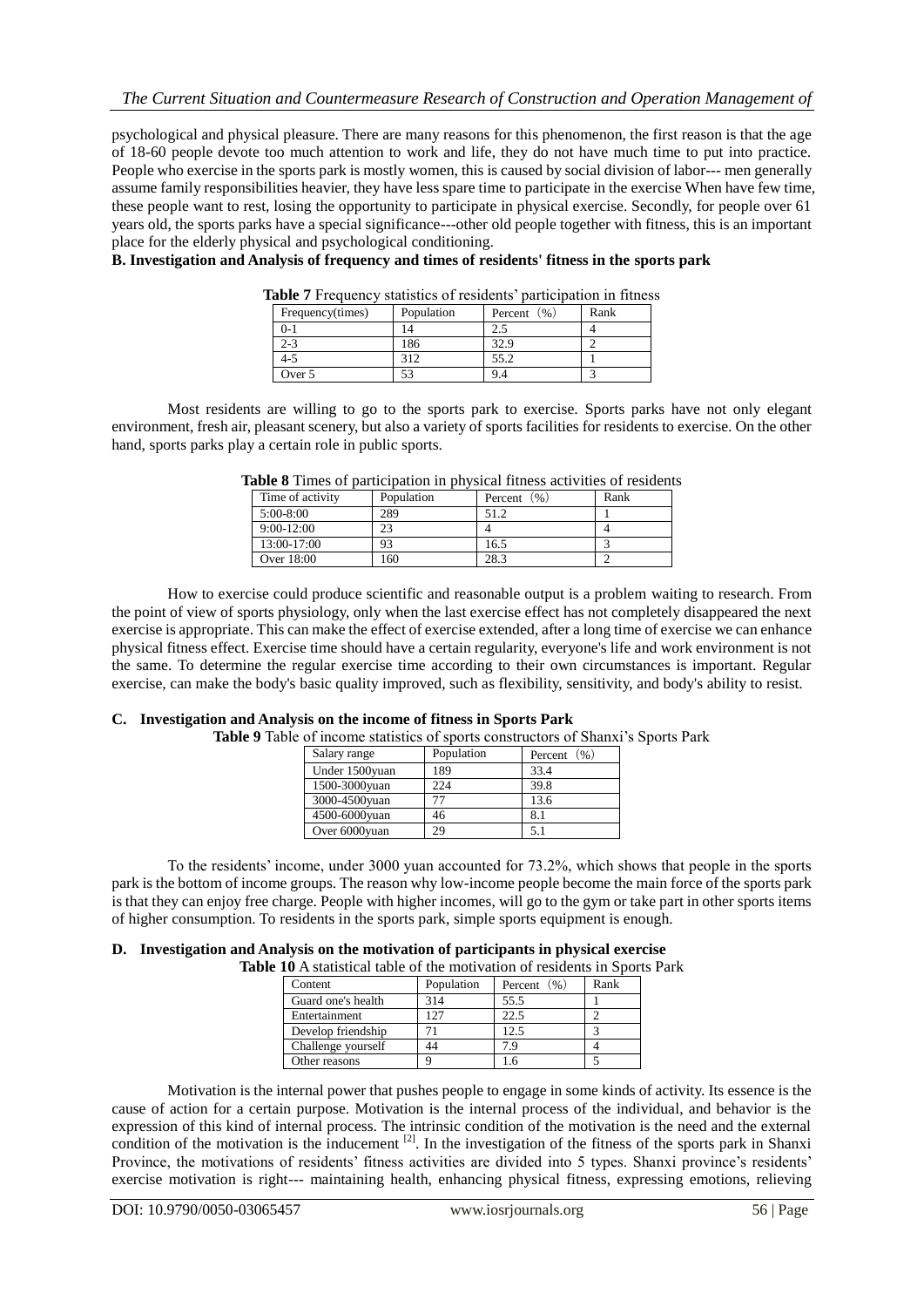psychological and physical pleasure. There are many reasons for this phenomenon, the first reason is that the age of 18-60 people devote too much attention to work and life, they do not have much time to put into practice. People who exercise in the sports park is mostly women, this is caused by social division of labor--- men generally assume family responsibilities heavier, they have less spare time to participate in the exercise When have few time, these people want to rest, losing the opportunity to participate in physical exercise. Secondly, for people over 61 years old, the sports parks have a special significance---other old people together with fitness, this is an important place for the elderly physical and psychological conditioning.

**B. Investigation and Analysis of frequency and times of residents' fitness in the sports park**

**Table 7** Frequency statistics of residents' participation in fitness

| Frequency(times) | Population | Percent（%） | Rank |
|---|---|---|---|
| 0-1 | 14 | 2.5 | 4 |
| 2-3 | 186 | 32.9 | 2 |
| 4-5 | 312 | 55.2 | 1 |
| Over 5 | 53 | 9.4 | 3 |

Most residents are willing to go to the sports park to exercise. Sports parks have not only elegant environment, fresh air, pleasant scenery, but also a variety of sports facilities for residents to exercise. On the other hand, sports parks play a certain role in public sports.

**Table 8** Times of participation in physical fitness activities of residents

| Time of activity | Population | Percent（%） | Rank |
|---|---|---|---|
| 5:00-8:00 | 289 | 51.2 | 1 |
| 9:00-12:00 | 23 | 4 | 4 |
| 13:00-17:00 | 93 | 16.5 | 3 |
| Over 18:00 | 160 | 28.3 | 2 |

How to exercise could produce scientific and reasonable output is a problem waiting to research. From the point of view of sports physiology, only when the last exercise effect has not completely disappeared the next exercise is appropriate. This can make the effect of exercise extended, after a long time of exercise we can enhance physical fitness effect. Exercise time should have a certain regularity, everyone's life and work environment is not the same. To determine the regular exercise time according to their own circumstances is important. Regular exercise, can make the body's basic quality improved, such as flexibility, sensitivity, and body's ability to resist.

**C. Investigation and Analysis on the income of fitness in Sports Park**

**Table 9** Table of income statistics of sports constructors of Shanxi's Sports Park

| Salary range | Population | Percent（%） |
|---|---|---|
| Under 1500yuan | 189 | 33.4 |
| 1500-3000yuan | 224 | 39.8 |
| 3000-4500yuan | 77 | 13.6 |
| 4500-6000yuan | 46 | 8.1 |
| Over 6000yuan | 29 | 5.1 |

To the residents' income, under 3000 yuan accounted for 73.2%, which shows that people in the sports park is the bottom of income groups. The reason why low-income people become the main force of the sports park is that they can enjoy free charge. People with higher incomes, will go to the gym or take part in other sports items of higher consumption. To residents in the sports park, simple sports equipment is enough.

**D. Investigation and Analysis on the motivation of participants in physical exercise**

**Table 10** A statistical table of the motivation of residents in Sports Park

| Content | Population | Percent（%） | Rank |
|---|---|---|---|
| Guard one's health | 314 | 55.5 | 1 |
| Entertainment | 127 | 22.5 | 2 |
| Develop friendship | 71 | 12.5 | 3 |
| Challenge yourself | 44 | 7.9 | 4 |
| Other reasons | 9 | 1.6 | 5 |

Motivation is the internal power that pushes people to engage in some kinds of activity. Its essence is the cause of action for a certain purpose. Motivation is the internal process of the individual, and behavior is the expression of this kind of internal process. The intrinsic condition of the motivation is the need and the external condition of the motivation is the inducement [2]. In the investigation of the fitness of the sports park in Shanxi Province, the motivations of residents' fitness activities are divided into 5 types. Shanxi province's residents' exercise motivation is right--- maintaining health, enhancing physical fitness, expressing emotions, relieving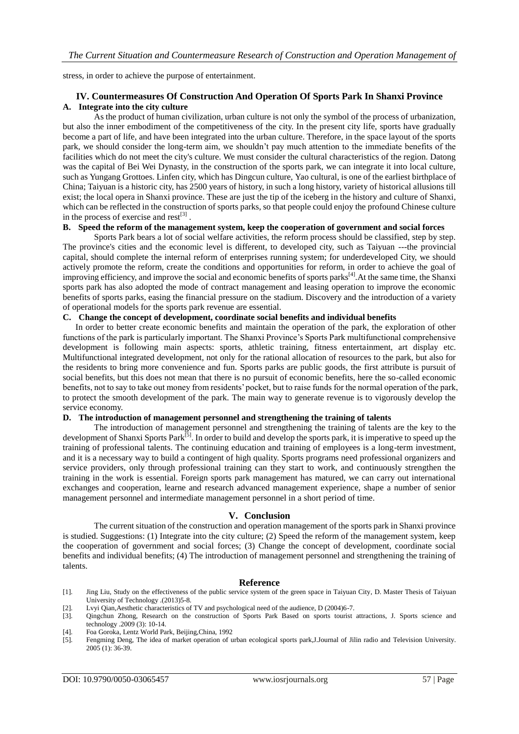stress, in order to achieve the purpose of entertainment.

## IV. Countermeasures Of Construction And Operation Of Sports Park In Shanxi Province

### A. Integrate into the city culture

As the product of human civilization, urban culture is not only the symbol of the process of urbanization, but also the inner embodiment of the competitiveness of the city. In the present city life, sports have gradually become a part of life, and have been integrated into the urban culture. Therefore, in the space layout of the sports park, we should consider the long-term aim, we shouldn't pay much attention to the immediate benefits of the facilities which do not meet the city's culture. We must consider the cultural characteristics of the region. Datong was the capital of Bei Wei Dynasty, in the construction of the sports park, we can integrate it into local culture, such as Yungang Grottoes. Linfen city, which has Dingcun culture, Yao cultural, is one of the earliest birthplace of China; Taiyuan is a historic city, has 2500 years of history, in such a long history, variety of historical allusions till exist; the local opera in Shanxi province. These are just the tip of the iceberg in the history and culture of Shanxi, which can be reflected in the construction of sports parks, so that people could enjoy the profound Chinese culture in the process of exercise and rest[3] .

### B. Speed the reform of the management system, keep the cooperation of government and social forces

Sports Park bears a lot of social welfare activities, the reform process should be classified, step by step. The province's cities and the economic level is different, to developed city, such as Taiyuan ---the provincial capital, should complete the internal reform of enterprises running system; for underdeveloped City, we should actively promote the reform, create the conditions and opportunities for reform, in order to achieve the goal of improving efficiency, and improve the social and economic benefits of sports parks[4].At the same time, the Shanxi sports park has also adopted the mode of contract management and leasing operation to improve the economic benefits of sports parks, easing the financial pressure on the stadium. Discovery and the introduction of a variety of operational models for the sports park revenue are essential.

### C. Change the concept of development, coordinate social benefits and individual benefits

In order to better create economic benefits and maintain the operation of the park, the exploration of other functions of the park is particularly important. The Shanxi Province's Sports Park multifunctional comprehensive development is following main aspects: sports, athletic training, fitness entertainment, art display etc. Multifunctional integrated development, not only for the rational allocation of resources to the park, but also for the residents to bring more convenience and fun. Sports parks are public goods, the first attribute is pursuit of social benefits, but this does not mean that there is no pursuit of economic benefits, here the so-called economic benefits, not to say to take out money from residents' pocket, but to raise funds for the normal operation of the park, to protect the smooth development of the park. The main way to generate revenue is to vigorously develop the service economy.

### D. The introduction of management personnel and strengthening the training of talents

The introduction of management personnel and strengthening the training of talents are the key to the development of Shanxi Sports Park[5]. In order to build and develop the sports park, it is imperative to speed up the training of professional talents. The continuing education and training of employees is a long-term investment, and it is a necessary way to build a contingent of high quality. Sports programs need professional organizers and service providers, only through professional training can they start to work, and continuously strengthen the training in the work is essential. Foreign sports park management has matured, we can carry out international exchanges and cooperation, learne and research advanced management experience, shape a number of senior management personnel and intermediate management personnel in a short period of time.

## V. Conclusion

The current situation of the construction and operation management of the sports park in Shanxi province is studied. Suggestions: (1) Integrate into the city culture; (2) Speed the reform of the management system, keep the cooperation of government and social forces; (3) Change the concept of development, coordinate social benefits and individual benefits; (4) The introduction of management personnel and strengthening the training of talents.

## Reference

[1]. Jing Liu, Study on the effectiveness of the public service system of the green space in Taiyuan City, D. Master Thesis of Taiyuan University of Technology .(2013)5-8.

[2]. Lvyi Qian,Aesthetic characteristics of TV and psychological need of the audience, D (2004)6-7.

[3]. Qingchun Zhong, Research on the construction of Sports Park Based on sports tourist attractions, J. Sports science and technology .2009 (3): 10-14.

[4]. Foa Goroka, Lentz World Park, Beijing,China, 1992

[5]. Fengming Deng, The idea of market operation of urban ecological sports park,J.Journal of Jilin radio and Television University. 2005 (1): 36-39.